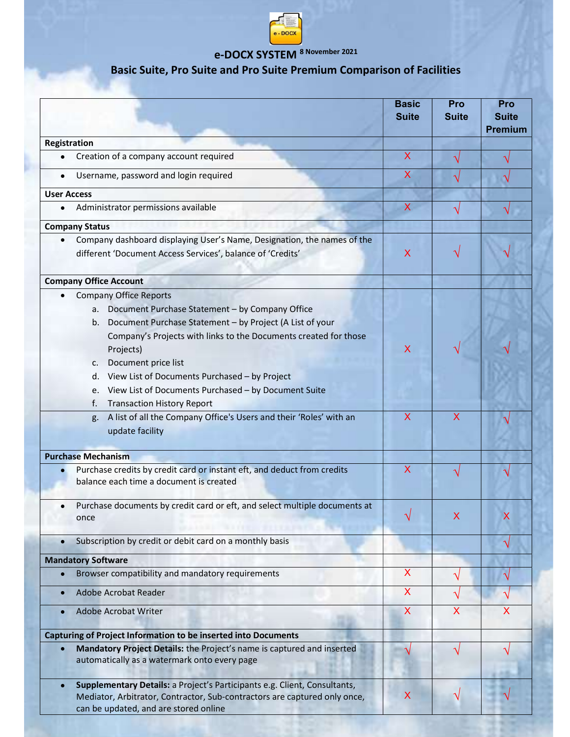# e-DOCX SYSTEM 8 November 2021

## Basic Suite, Pro Suite and Pro Suite Premium Comparison of Facilities

| | Basic Suite | Pro Suite | Pro Suite Premium |
|---|---|---|---|
| **Registration** | | | |
| • Creation of a company account required | X | √ | √ |
| • Username, password and login required | X | √ | √ |
| **User Access** | | | |
| • Administrator permissions available | X | √ | √ |
| **Company Status** | | | |
| • Company dashboard displaying User's Name, Designation, the names of the different 'Document Access Services', balance of 'Credits' | X | √ | √ |
| **Company Office Account** | | | |
| • Company Office Reports<br>a. Document Purchase Statement – by Company Office<br>b. Document Purchase Statement – by Project (A List of your Company's Projects with links to the Documents created for those Projects)<br>c. Document price list<br>d. View List of Documents Purchased – by Project<br>e. View List of Documents Purchased – by Document Suite<br>f. Transaction History Report | X | √ | √ |
| g. A list of all the Company Office's Users and their 'Roles' with an update facility | X | X | √ |
| **Purchase Mechanism** | | | |
| • Purchase credits by credit card or instant eft, and deduct from credits balance each time a document is created | X | √ | √ |
| • Purchase documents by credit card or eft, and select multiple documents at once | √ | X | X |
| • Subscription by credit or debit card on a monthly basis | | | √ |
| **Mandatory Software** | | | |
| • Browser compatibility and mandatory requirements | X | √ | √ |
| • Adobe Acrobat Reader | X | √ | √ |
| • Adobe Acrobat Writer | X | X | X |
| **Capturing of Project Information to be inserted into Documents** | | | |
| • **Mandatory Project Details:** the Project's name is captured and inserted automatically as a watermark onto every page | √ | √ | √ |
| • **Supplementary Details:** a Project's Participants e.g. Client, Consultants, Mediator, Arbitrator, Contractor, Sub-contractors are captured only once, can be updated, and are stored online | X | √ | √ |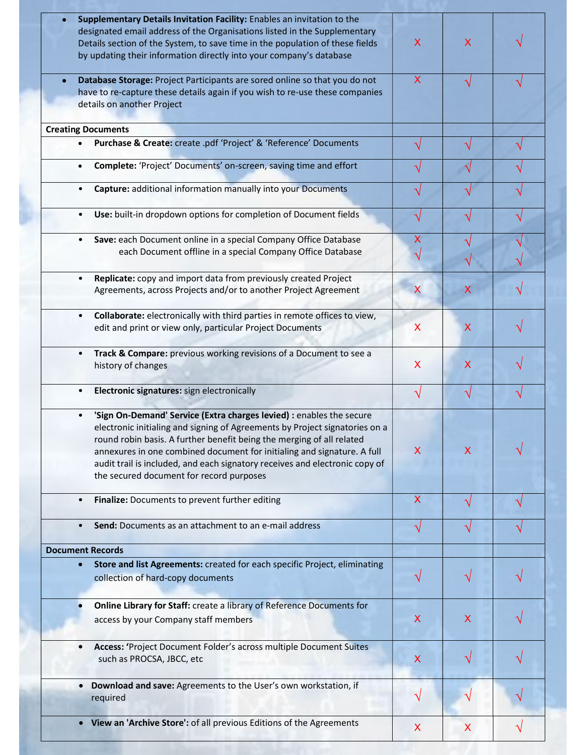| | | | |
|---|---|---|---|
| • **Supplementary Details Invitation Facility:** Enables an invitation to the designated email address of the Organisations listed in the Supplementary Details section of the System, to save time in the population of these fields by updating their information directly into your company's database | X | X | √ |
| • **Database Storage:** Project Participants are sored online so that you do not have to re-capture these details again if you wish to re-use these companies details on another Project | X | √ | √ |
| **Creating Documents** | | | |
| • **Purchase & Create:** create .pdf 'Project' & 'Reference' Documents | √ | √ | √ |
| • **Complete:** 'Project' Documents' on-screen, saving time and effort | √ | √ | √ |
| • **Capture:** additional information manually into your Documents | √ | √ | √ |
| • **Use:** built-in dropdown options for completion of Document fields | √ | √ | √ |
| • **Save:** each Document online in a special Company Office Database<br>each Document offline in a special Company Office Database | X<br>√ | √<br>√ | √<br>√ |
| • **Replicate:** copy and import data from previously created Project Agreements, across Projects and/or to another Project Agreement | X | X | √ |
| • **Collaborate:** electronically with third parties in remote offices to view, edit and print or view only, particular Project Documents | X | X | √ |
| • **Track & Compare:** previous working revisions of a Document to see a history of changes | X | X | √ |
| • **Electronic signatures:** sign electronically | √ | √ | √ |
| • **'Sign On-Demand' Service (Extra charges levied) :** enables the secure electronic initialing and signing of Agreements by Project signatories on a round robin basis. A further benefit being the merging of all related annexures in one combined document for initialing and signature. A full audit trail is included, and each signatory receives and electronic copy of the secured document for record purposes | X | X | √ |
| • **Finalize:** Documents to prevent further editing | X | √ | √ |
| • **Send:** Documents as an attachment to an e-mail address | √ | √ | √ |
| **Document Records** | | | |
| • **Store and list Agreements:** created for each specific Project, eliminating collection of hard-copy documents | √ | √ | √ |
| • **Online Library for Staff:** create a library of Reference Documents for access by your Company staff members | X | X | √ |
| • **Access: '**Project Document Folder's across multiple Document Suites such as PROCSA, JBCC, etc | X | √ | √ |
| • **Download and save:** Agreements to the User's own workstation, if required | √ | √ | √ |
| • **View an 'Archive Store':** of all previous Editions of the Agreements | X | X | √ |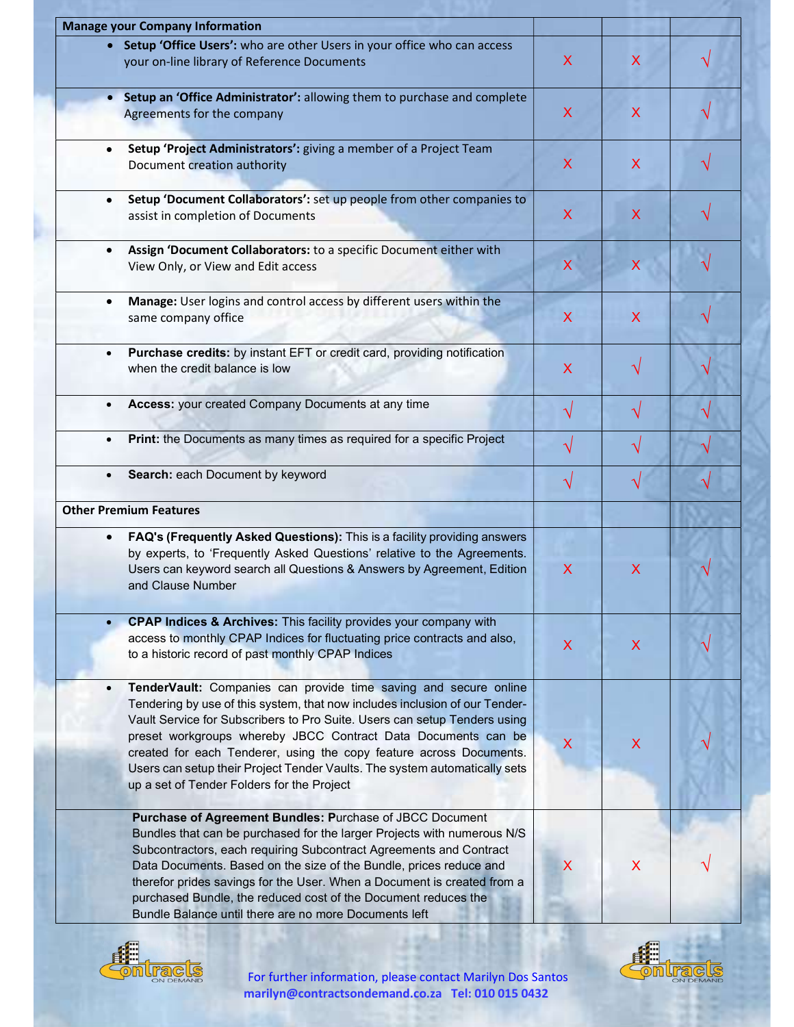| Manage your Company Information | | | |
|---|---|---|---|
| • **Setup 'Office Users':** who are other Users in your office who can access your on-line library of Reference Documents | X | X | √ |
| • **Setup an 'Office Administrator':** allowing them to purchase and complete Agreements for the company | X | X | √ |
| • **Setup 'Project Administrators':** giving a member of a Project Team Document creation authority | X | X | √ |
| • **Setup 'Document Collaborators':** set up people from other companies to assist in completion of Documents | X | X | √ |
| • **Assign 'Document Collaborators:** to a specific Document either with View Only, or View and Edit access | X | X | √ |
| • **Manage:** User logins and control access by different users within the same company office | X | X | √ |
| • **Purchase credits:** by instant EFT or credit card, providing notification when the credit balance is low | X | √ | √ |
| • **Access:** your created Company Documents at any time | √ | √ | √ |
| • **Print:** the Documents as many times as required for a specific Project | √ | √ | √ |
| • **Search:** each Document by keyword | √ | √ | √ |
| **Other Premium Features** | | | |
| • **FAQ's (Frequently Asked Questions):** This is a facility providing answers by experts, to 'Frequently Asked Questions' relative to the Agreements. Users can keyword search all Questions & Answers by Agreement, Edition and Clause Number | X | X | √ |
| • **CPAP Indices & Archives:** This facility provides your company with access to monthly CPAP Indices for fluctuating price contracts and also, to a historic record of past monthly CPAP Indices | X | X | √ |
| • **TenderVault:** Companies can provide time saving and secure online Tendering by use of this system, that now includes inclusion of our Tender-Vault Service for Subscribers to Pro Suite. Users can setup Tenders using preset workgroups whereby JBCC Contract Data Documents can be created for each Tenderer, using the copy feature across Documents. Users can setup their Project Tender Vaults. The system automatically sets up a set of Tender Folders for the Project | X | X | √ |
| **Purchase of Agreement Bundles:** Purchase of JBCC Document Bundles that can be purchased for the larger Projects with numerous N/S Subcontractors, each requiring Subcontract Agreements and Contract Data Documents. Based on the size of the Bundle, prices reduce and therefor prides savings for the User. When a Document is created from a purchased Bundle, the reduced cost of the Document reduces the Bundle Balance until there are no more Documents left | X | X | √ |

For further information, please contact Marilyn Dos Santos
marilyn@contractsondemand.co.za Tel: 010 015 0432